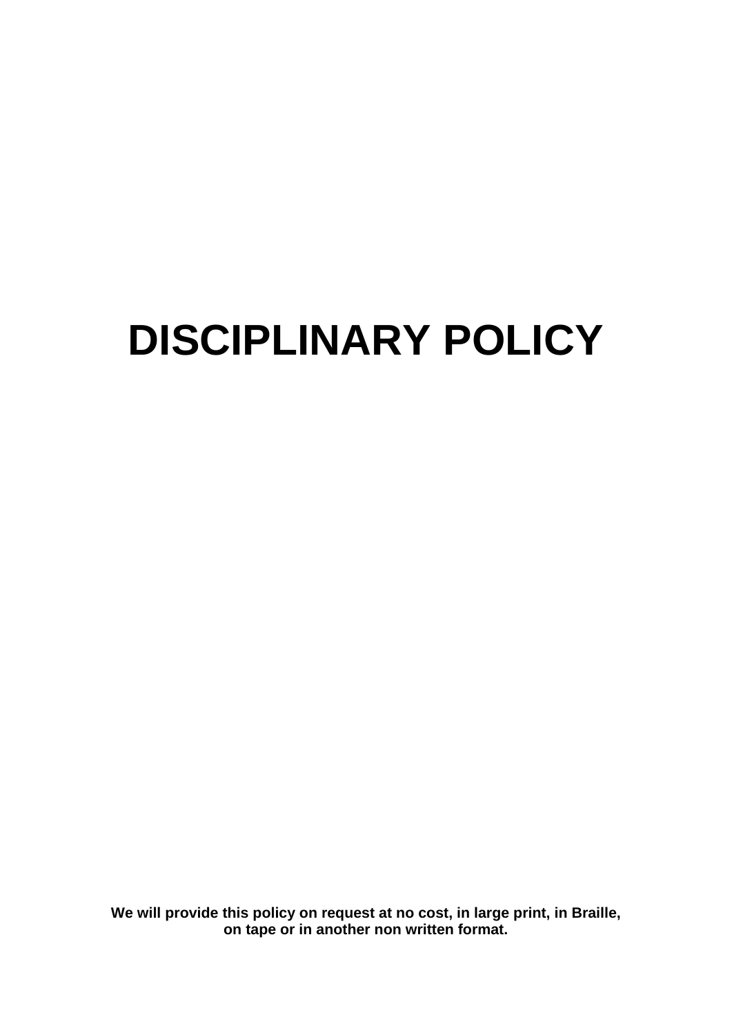# DISCIPLINARY POLICY

**We will provide this policy on request at no cost, in large print, in Braille, on tape or in another non written format.**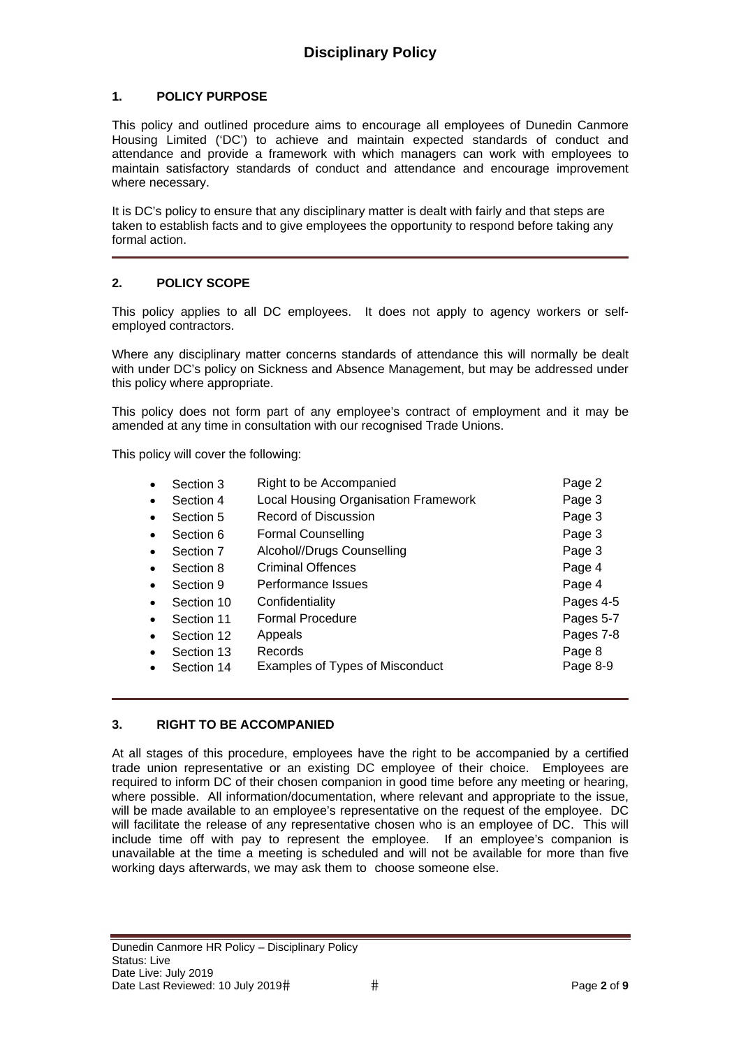# Disciplinary Policy

## 1. POLICY PURPOSE

This policy and outlined procedure aims to encourage all employees of Dunedin Canmore Housing Limited ('DC') to achieve and maintain expected standards of conduct and attendance and provide a framework with which managers can work with employees to maintain satisfactory standards of conduct and attendance and encourage improvement where necessary.

It is DC's policy to ensure that any disciplinary matter is dealt with fairly and that steps are taken to establish facts and to give employees the opportunity to respond before taking any formal action.

## 2. POLICY SCOPE

This policy applies to all DC employees. It does not apply to agency workers or self-employed contractors.

Where any disciplinary matter concerns standards of attendance this will normally be dealt with under DC's policy on Sickness and Absence Management, but may be addressed under this policy where appropriate.

This policy does not form part of any employee's contract of employment and it may be amended at any time in consultation with our recognised Trade Unions.

This policy will cover the following:

| Section | Topic | Page |
| --- | --- | --- |
| Section 3 | Right to be Accompanied | Page 2 |
| Section 4 | Local Housing Organisation Framework | Page 3 |
| Section 5 | Record of Discussion | Page 3 |
| Section 6 | Formal Counselling | Page 3 |
| Section 7 | Alcohol//Drugs Counselling | Page 3 |
| Section 8 | Criminal Offences | Page 4 |
| Section 9 | Performance Issues | Page 4 |
| Section 10 | Confidentiality | Pages 4-5 |
| Section 11 | Formal Procedure | Pages 5-7 |
| Section 12 | Appeals | Pages 7-8 |
| Section 13 | Records | Page 8 |
| Section 14 | Examples of Types of Misconduct | Page 8-9 |

## 3. RIGHT TO BE ACCOMPANIED

At all stages of this procedure, employees have the right to be accompanied by a certified trade union representative or an existing DC employee of their choice. Employees are required to inform DC of their chosen companion in good time before any meeting or hearing, where possible. All information/documentation, where relevant and appropriate to the issue, will be made available to an employee's representative on the request of the employee. DC will facilitate the release of any representative chosen who is an employee of DC. This will include time off with pay to represent the employee. If an employee's companion is unavailable at the time a meeting is scheduled and will not be available for more than five working days afterwards, we may ask them to choose someone else.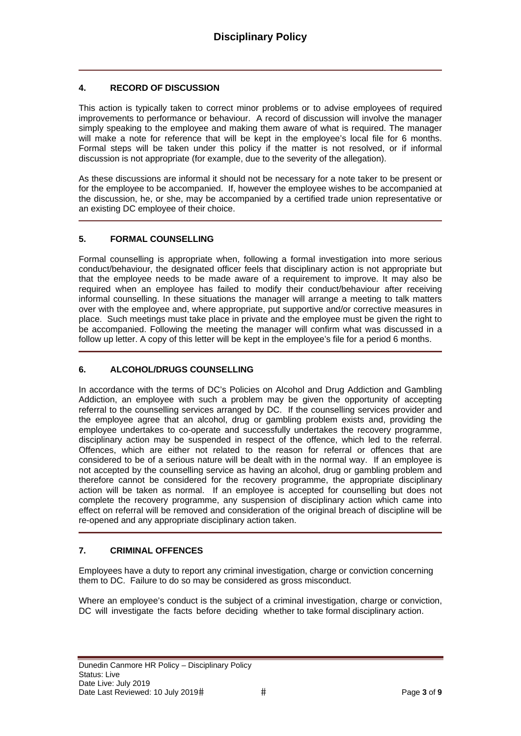## 4. RECORD OF DISCUSSION

This action is typically taken to correct minor problems or to advise employees of required improvements to performance or behaviour. A record of discussion will involve the manager simply speaking to the employee and making them aware of what is required. The manager will make a note for reference that will be kept in the employee's local file for 6 months. Formal steps will be taken under this policy if the matter is not resolved, or if informal discussion is not appropriate (for example, due to the severity of the allegation).

As these discussions are informal it should not be necessary for a note taker to be present or for the employee to be accompanied. If, however the employee wishes to be accompanied at the discussion, he, or she, may be accompanied by a certified trade union representative or an existing DC employee of their choice.

## 5. FORMAL COUNSELLING

Formal counselling is appropriate when, following a formal investigation into more serious conduct/behaviour, the designated officer feels that disciplinary action is not appropriate but that the employee needs to be made aware of a requirement to improve. It may also be required when an employee has failed to modify their conduct/behaviour after receiving informal counselling. In these situations the manager will arrange a meeting to talk matters over with the employee and, where appropriate, put supportive and/or corrective measures in place. Such meetings must take place in private and the employee must be given the right to be accompanied. Following the meeting the manager will confirm what was discussed in a follow up letter. A copy of this letter will be kept in the employee's file for a period 6 months.

## 6. ALCOHOL/DRUGS COUNSELLING

In accordance with the terms of DC's Policies on Alcohol and Drug Addiction and Gambling Addiction, an employee with such a problem may be given the opportunity of accepting referral to the counselling services arranged by DC. If the counselling services provider and the employee agree that an alcohol, drug or gambling problem exists and, providing the employee undertakes to co-operate and successfully undertakes the recovery programme, disciplinary action may be suspended in respect of the offence, which led to the referral. Offences, which are either not related to the reason for referral or offences that are considered to be of a serious nature will be dealt with in the normal way. If an employee is not accepted by the counselling service as having an alcohol, drug or gambling problem and therefore cannot be considered for the recovery programme, the appropriate disciplinary action will be taken as normal. If an employee is accepted for counselling but does not complete the recovery programme, any suspension of disciplinary action which came into effect on referral will be removed and consideration of the original breach of discipline will be re-opened and any appropriate disciplinary action taken.

## 7. CRIMINAL OFFENCES

Employees have a duty to report any criminal investigation, charge or conviction concerning them to DC. Failure to do so may be considered as gross misconduct.

Where an employee's conduct is the subject of a criminal investigation, charge or conviction, DC will investigate the facts before deciding whether to take formal disciplinary action.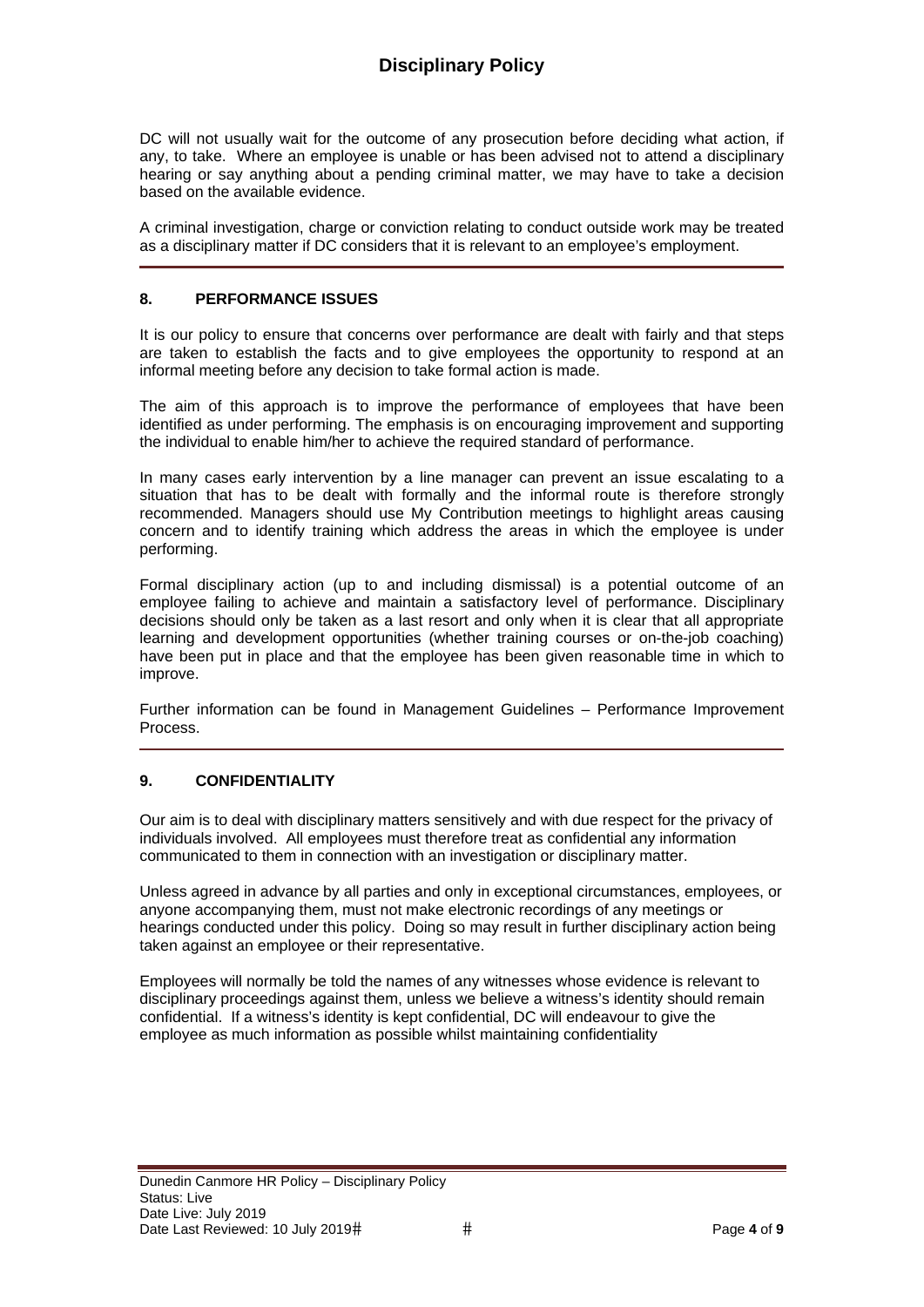DC will not usually wait for the outcome of any prosecution before deciding what action, if any, to take. Where an employee is unable or has been advised not to attend a disciplinary hearing or say anything about a pending criminal matter, we may have to take a decision based on the available evidence.

A criminal investigation, charge or conviction relating to conduct outside work may be treated as a disciplinary matter if DC considers that it is relevant to an employee's employment.

## 8. PERFORMANCE ISSUES

It is our policy to ensure that concerns over performance are dealt with fairly and that steps are taken to establish the facts and to give employees the opportunity to respond at an informal meeting before any decision to take formal action is made.

The aim of this approach is to improve the performance of employees that have been identified as under performing. The emphasis is on encouraging improvement and supporting the individual to enable him/her to achieve the required standard of performance.

In many cases early intervention by a line manager can prevent an issue escalating to a situation that has to be dealt with formally and the informal route is therefore strongly recommended. Managers should use My Contribution meetings to highlight areas causing concern and to identify training which address the areas in which the employee is under performing.

Formal disciplinary action (up to and including dismissal) is a potential outcome of an employee failing to achieve and maintain a satisfactory level of performance. Disciplinary decisions should only be taken as a last resort and only when it is clear that all appropriate learning and development opportunities (whether training courses or on-the-job coaching) have been put in place and that the employee has been given reasonable time in which to improve.

Further information can be found in Management Guidelines – Performance Improvement Process.

## 9. CONFIDENTIALITY

Our aim is to deal with disciplinary matters sensitively and with due respect for the privacy of individuals involved. All employees must therefore treat as confidential any information communicated to them in connection with an investigation or disciplinary matter.

Unless agreed in advance by all parties and only in exceptional circumstances, employees, or anyone accompanying them, must not make electronic recordings of any meetings or hearings conducted under this policy. Doing so may result in further disciplinary action being taken against an employee or their representative.

Employees will normally be told the names of any witnesses whose evidence is relevant to disciplinary proceedings against them, unless we believe a witness's identity should remain confidential. If a witness's identity is kept confidential, DC will endeavour to give the employee as much information as possible whilst maintaining confidentiality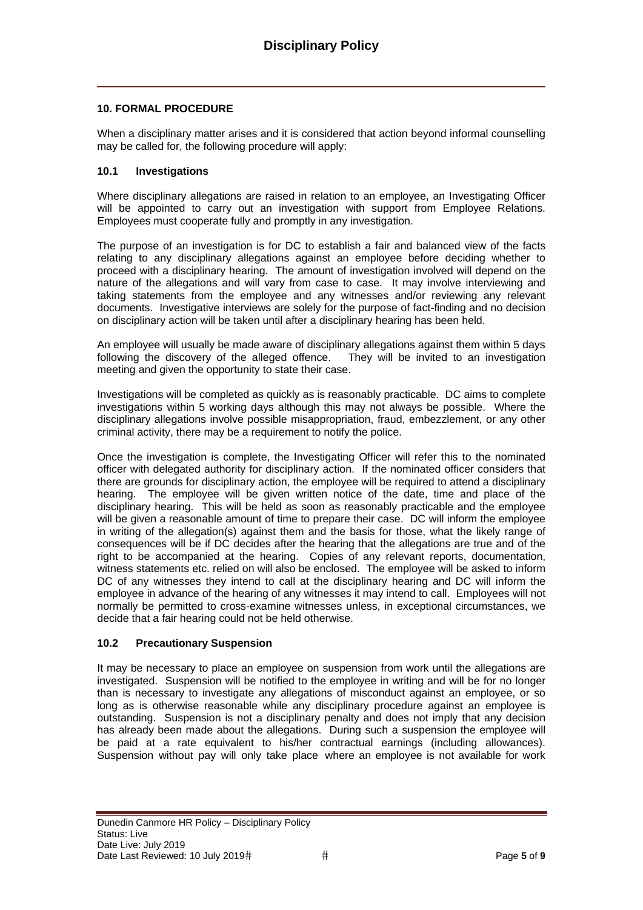## 10. FORMAL PROCEDURE

When a disciplinary matter arises and it is considered that action beyond informal counselling may be called for, the following procedure will apply:

### 10.1 Investigations

Where disciplinary allegations are raised in relation to an employee, an Investigating Officer will be appointed to carry out an investigation with support from Employee Relations. Employees must cooperate fully and promptly in any investigation.

The purpose of an investigation is for DC to establish a fair and balanced view of the facts relating to any disciplinary allegations against an employee before deciding whether to proceed with a disciplinary hearing. The amount of investigation involved will depend on the nature of the allegations and will vary from case to case. It may involve interviewing and taking statements from the employee and any witnesses and/or reviewing any relevant documents. Investigative interviews are solely for the purpose of fact-finding and no decision on disciplinary action will be taken until after a disciplinary hearing has been held.

An employee will usually be made aware of disciplinary allegations against them within 5 days following the discovery of the alleged offence. They will be invited to an investigation meeting and given the opportunity to state their case.

Investigations will be completed as quickly as is reasonably practicable. DC aims to complete investigations within 5 working days although this may not always be possible. Where the disciplinary allegations involve possible misappropriation, fraud, embezzlement, or any other criminal activity, there may be a requirement to notify the police.

Once the investigation is complete, the Investigating Officer will refer this to the nominated officer with delegated authority for disciplinary action. If the nominated officer considers that there are grounds for disciplinary action, the employee will be required to attend a disciplinary hearing. The employee will be given written notice of the date, time and place of the disciplinary hearing. This will be held as soon as reasonably practicable and the employee will be given a reasonable amount of time to prepare their case. DC will inform the employee in writing of the allegation(s) against them and the basis for those, what the likely range of consequences will be if DC decides after the hearing that the allegations are true and of the right to be accompanied at the hearing. Copies of any relevant reports, documentation, witness statements etc. relied on will also be enclosed. The employee will be asked to inform DC of any witnesses they intend to call at the disciplinary hearing and DC will inform the employee in advance of the hearing of any witnesses it may intend to call. Employees will not normally be permitted to cross-examine witnesses unless, in exceptional circumstances, we decide that a fair hearing could not be held otherwise.

### 10.2 Precautionary Suspension

It may be necessary to place an employee on suspension from work until the allegations are investigated. Suspension will be notified to the employee in writing and will be for no longer than is necessary to investigate any allegations of misconduct against an employee, or so long as is otherwise reasonable while any disciplinary procedure against an employee is outstanding. Suspension is not a disciplinary penalty and does not imply that any decision has already been made about the allegations. During such a suspension the employee will be paid at a rate equivalent to his/her contractual earnings (including allowances). Suspension without pay will only take place where an employee is not available for work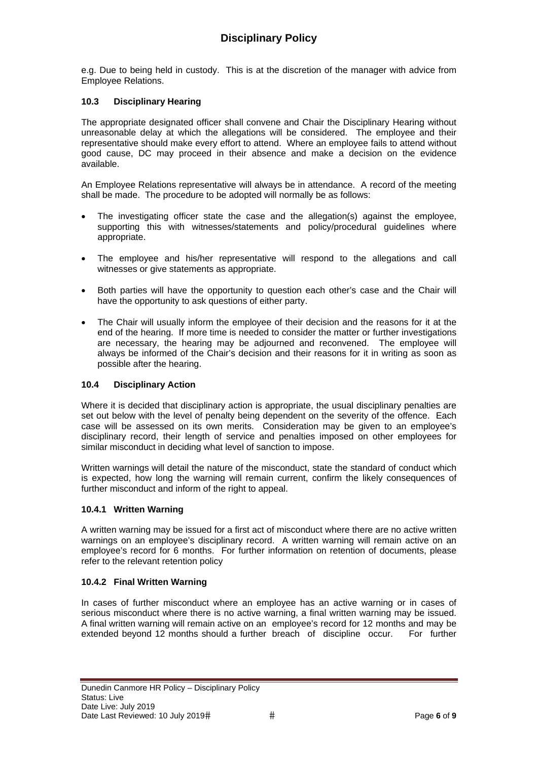e.g. Due to being held in custody. This is at the discretion of the manager with advice from Employee Relations.

### 10.3 Disciplinary Hearing

The appropriate designated officer shall convene and Chair the Disciplinary Hearing without unreasonable delay at which the allegations will be considered. The employee and their representative should make every effort to attend. Where an employee fails to attend without good cause, DC may proceed in their absence and make a decision on the evidence available.

An Employee Relations representative will always be in attendance. A record of the meeting shall be made. The procedure to be adopted will normally be as follows:

- The investigating officer state the case and the allegation(s) against the employee, supporting this with witnesses/statements and policy/procedural guidelines where appropriate.
- The employee and his/her representative will respond to the allegations and call witnesses or give statements as appropriate.
- Both parties will have the opportunity to question each other's case and the Chair will have the opportunity to ask questions of either party.
- The Chair will usually inform the employee of their decision and the reasons for it at the end of the hearing. If more time is needed to consider the matter or further investigations are necessary, the hearing may be adjourned and reconvened. The employee will always be informed of the Chair's decision and their reasons for it in writing as soon as possible after the hearing.

### 10.4 Disciplinary Action

Where it is decided that disciplinary action is appropriate, the usual disciplinary penalties are set out below with the level of penalty being dependent on the severity of the offence. Each case will be assessed on its own merits. Consideration may be given to an employee's disciplinary record, their length of service and penalties imposed on other employees for similar misconduct in deciding what level of sanction to impose.

Written warnings will detail the nature of the misconduct, state the standard of conduct which is expected, how long the warning will remain current, confirm the likely consequences of further misconduct and inform of the right to appeal.

#### 10.4.1 Written Warning

A written warning may be issued for a first act of misconduct where there are no active written warnings on an employee's disciplinary record. A written warning will remain active on an employee's record for 6 months. For further information on retention of documents, please refer to the relevant retention policy

#### 10.4.2 Final Written Warning

In cases of further misconduct where an employee has an active warning or in cases of serious misconduct where there is no active warning, a final written warning may be issued. A final written warning will remain active on an employee's record for 12 months and may be extended beyond 12 months should a further breach of discipline occur. For further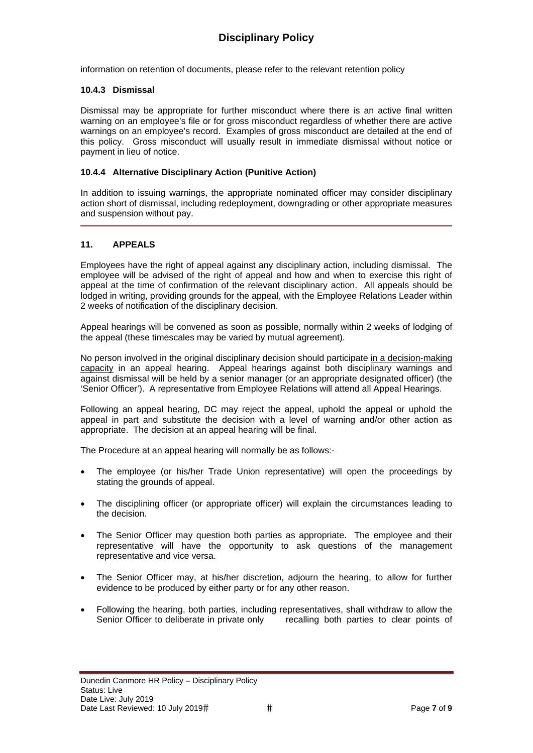information on retention of documents, please refer to the relevant retention policy

#### 10.4.3 Dismissal

Dismissal may be appropriate for further misconduct where there is an active final written warning on an employee's file or for gross misconduct regardless of whether there are active warnings on an employee's record. Examples of gross misconduct are detailed at the end of this policy. Gross misconduct will usually result in immediate dismissal without notice or payment in lieu of notice.

#### 10.4.4 Alternative Disciplinary Action (Punitive Action)

In addition to issuing warnings, the appropriate nominated officer may consider disciplinary action short of dismissal, including redeployment, downgrading or other appropriate measures and suspension without pay.

---

## 11. APPEALS

Employees have the right of appeal against any disciplinary action, including dismissal. The employee will be advised of the right of appeal and how and when to exercise this right of appeal at the time of confirmation of the relevant disciplinary action. All appeals should be lodged in writing, providing grounds for the appeal, with the Employee Relations Leader within 2 weeks of notification of the disciplinary decision.

Appeal hearings will be convened as soon as possible, normally within 2 weeks of lodging of the appeal (these timescales may be varied by mutual agreement).

No person involved in the original disciplinary decision should participate <u>in a decision-making capacity</u> in an appeal hearing. Appeal hearings against both disciplinary warnings and against dismissal will be held by a senior manager (or an appropriate designated officer) (the 'Senior Officer'). A representative from Employee Relations will attend all Appeal Hearings.

Following an appeal hearing, DC may reject the appeal, uphold the appeal or uphold the appeal in part and substitute the decision with a level of warning and/or other action as appropriate. The decision at an appeal hearing will be final.

The Procedure at an appeal hearing will normally be as follows:-

- The employee (or his/her Trade Union representative) will open the proceedings by stating the grounds of appeal.
- The disciplining officer (or appropriate officer) will explain the circumstances leading to the decision.
- The Senior Officer may question both parties as appropriate. The employee and their representative will have the opportunity to ask questions of the management representative and vice versa.
- The Senior Officer may, at his/her discretion, adjourn the hearing, to allow for further evidence to be produced by either party or for any other reason.
- Following the hearing, both parties, including representatives, shall withdraw to allow the Senior Officer to deliberate in private only recalling both parties to clear points of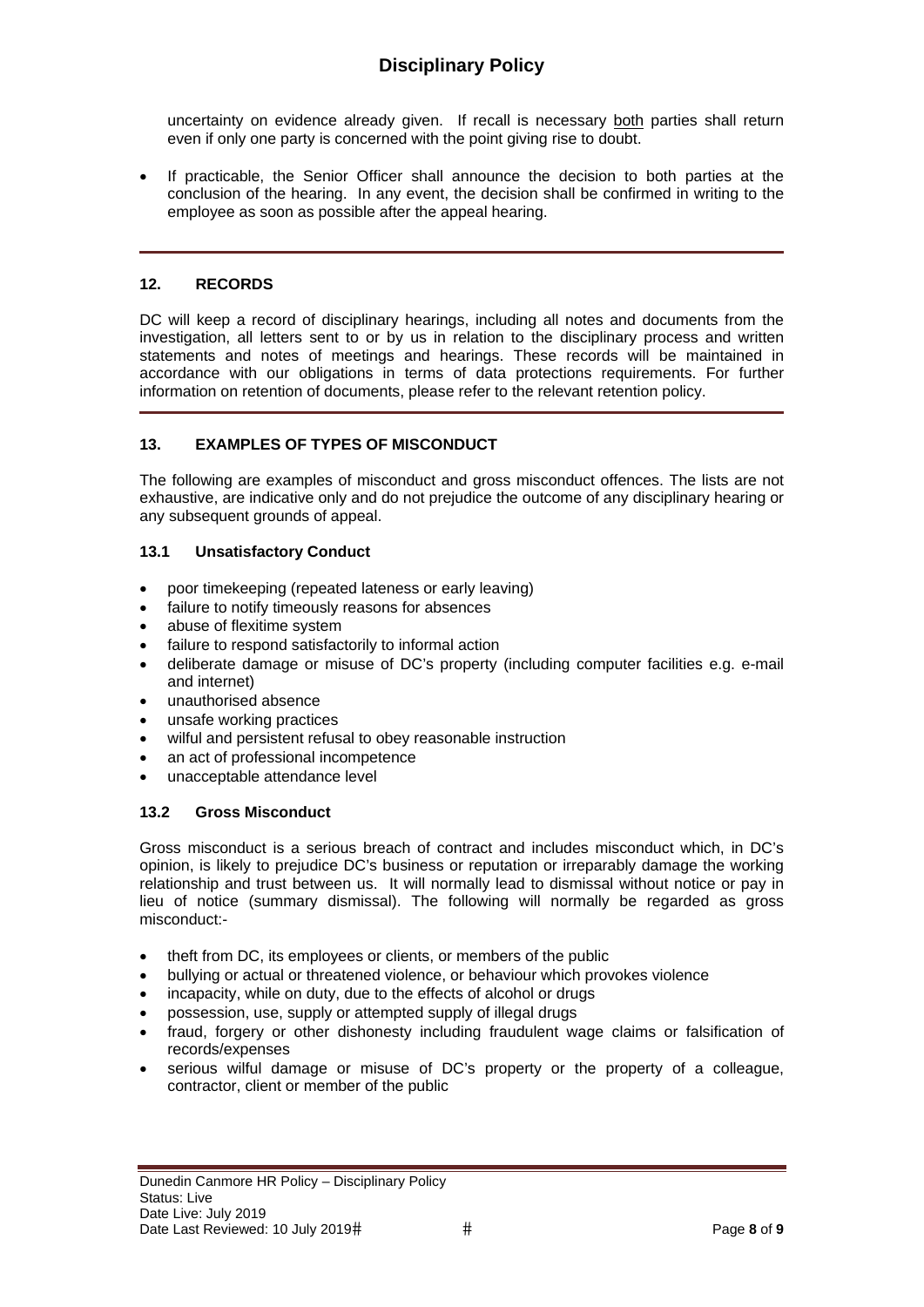uncertainty on evidence already given. If recall is necessary both parties shall return even if only one party is concerned with the point giving rise to doubt.

- If practicable, the Senior Officer shall announce the decision to both parties at the conclusion of the hearing. In any event, the decision shall be confirmed in writing to the employee as soon as possible after the appeal hearing.

## 12. RECORDS

DC will keep a record of disciplinary hearings, including all notes and documents from the investigation, all letters sent to or by us in relation to the disciplinary process and written statements and notes of meetings and hearings. These records will be maintained in accordance with our obligations in terms of data protections requirements. For further information on retention of documents, please refer to the relevant retention policy.

## 13. EXAMPLES OF TYPES OF MISCONDUCT

The following are examples of misconduct and gross misconduct offences. The lists are not exhaustive, are indicative only and do not prejudice the outcome of any disciplinary hearing or any subsequent grounds of appeal.

### 13.1 Unsatisfactory Conduct

- poor timekeeping (repeated lateness or early leaving)
- failure to notify timeously reasons for absences
- abuse of flexitime system
- failure to respond satisfactorily to informal action
- deliberate damage or misuse of DC's property (including computer facilities e.g. e-mail and internet)
- unauthorised absence
- unsafe working practices
- wilful and persistent refusal to obey reasonable instruction
- an act of professional incompetence
- unacceptable attendance level

### 13.2 Gross Misconduct

Gross misconduct is a serious breach of contract and includes misconduct which, in DC's opinion, is likely to prejudice DC's business or reputation or irreparably damage the working relationship and trust between us. It will normally lead to dismissal without notice or pay in lieu of notice (summary dismissal). The following will normally be regarded as gross misconduct:-

- theft from DC, its employees or clients, or members of the public
- bullying or actual or threatened violence, or behaviour which provokes violence
- incapacity, while on duty, due to the effects of alcohol or drugs
- possession, use, supply or attempted supply of illegal drugs
- fraud, forgery or other dishonesty including fraudulent wage claims or falsification of records/expenses
- serious wilful damage or misuse of DC's property or the property of a colleague, contractor, client or member of the public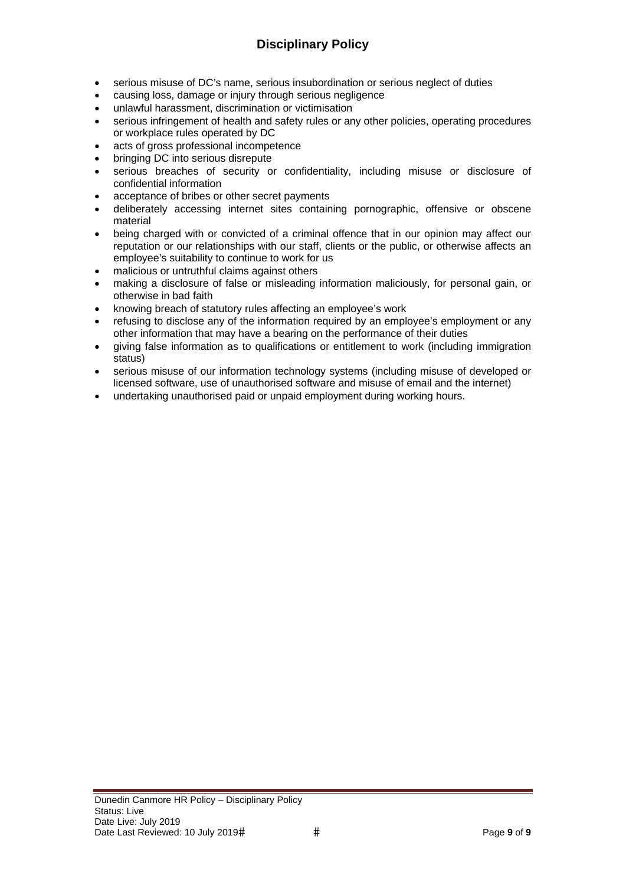- serious misuse of DC's name, serious insubordination or serious neglect of duties
- causing loss, damage or injury through serious negligence
- unlawful harassment, discrimination or victimisation
- serious infringement of health and safety rules or any other policies, operating procedures or workplace rules operated by DC
- acts of gross professional incompetence
- bringing DC into serious disrepute
- serious breaches of security or confidentiality, including misuse or disclosure of confidential information
- acceptance of bribes or other secret payments
- deliberately accessing internet sites containing pornographic, offensive or obscene material
- being charged with or convicted of a criminal offence that in our opinion may affect our reputation or our relationships with our staff, clients or the public, or otherwise affects an employee's suitability to continue to work for us
- malicious or untruthful claims against others
- making a disclosure of false or misleading information maliciously, for personal gain, or otherwise in bad faith
- knowing breach of statutory rules affecting an employee's work
- refusing to disclose any of the information required by an employee's employment or any other information that may have a bearing on the performance of their duties
- giving false information as to qualifications or entitlement to work (including immigration status)
- serious misuse of our information technology systems (including misuse of developed or licensed software, use of unauthorised software and misuse of email and the internet)
- undertaking unauthorised paid or unpaid employment during working hours.